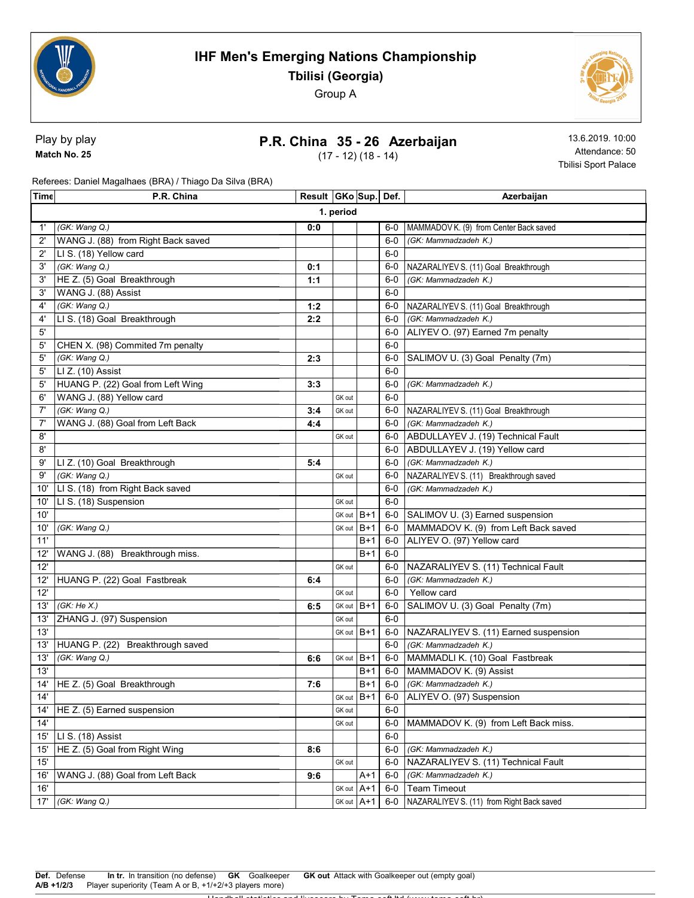# IHF Men's Emerging Nations Championship

## Tbilisi (Georgia)

Group A

Play by play

**Match No. 25**

## P.R. China 35 - 26 Azerbaijan

(17 - 12) (18 - 14)

13.6.2019. 10:00

Attendance: 50

Tbilisi Sport Palace

Referees: Daniel Magalhaes (BRA) / Thiago Da Silva (BRA)

| Time | P.R. China | Result | GKo | Sup. | Def. | Azerbaijan |
|---|---|---|---|---|---|---|
| | | **1. period** | | | | |
| 1' | *(GK: Wang Q.)* | **0:0** | | | 6-0 | MAMMADOV K. (9) from Center Back saved |
| 2' | WANG J. (88) from Right Back saved | | | | 6-0 | *(GK: Mammadzadeh K.)* |
| 2' | LI S. (18) Yellow card | | | | 6-0 | |
| 3' | *(GK: Wang Q.)* | **0:1** | | | 6-0 | NAZARALIYEV S. (11) Goal Breakthrough |
| 3' | HE Z. (5) Goal Breakthrough | **1:1** | | | 6-0 | *(GK: Mammadzadeh K.)* |
| 3' | WANG J. (88) Assist | | | | 6-0 | |
| 4' | *(GK: Wang Q.)* | **1:2** | | | 6-0 | NAZARALIYEV S. (11) Goal Breakthrough |
| 4' | LI S. (18) Goal Breakthrough | **2:2** | | | 6-0 | *(GK: Mammadzadeh K.)* |
| 5' | | | | | 6-0 | ALIYEV O. (97) Earned 7m penalty |
| 5' | CHEN X. (98) Commited 7m penalty | | | | 6-0 | |
| 5' | *(GK: Wang Q.)* | **2:3** | | | 6-0 | SALIMOV U. (3) Goal Penalty (7m) |
| 5' | LI Z. (10) Assist | | | | 6-0 | |
| 5' | HUANG P. (22) Goal from Left Wing | **3:3** | | | 6-0 | *(GK: Mammadzadeh K.)* |
| 6' | WANG J. (88) Yellow card | | GK out | | 6-0 | |
| 7' | *(GK: Wang Q.)* | **3:4** | GK out | | 6-0 | NAZARALIYEV S. (11) Goal Breakthrough |
| 7' | WANG J. (88) Goal from Left Back | **4:4** | | | 6-0 | *(GK: Mammadzadeh K.)* |
| 8' | | | GK out | | 6-0 | ABDULLAYEV J. (19) Technical Fault |
| 8' | | | | | 6-0 | ABDULLAYEV J. (19) Yellow card |
| 9' | LI Z. (10) Goal Breakthrough | **5:4** | | | 6-0 | *(GK: Mammadzadeh K.)* |
| 9' | *(GK: Wang Q.)* | | GK out | | 6-0 | NAZARALIYEV S. (11) Breakthrough saved |
| 10' | LI S. (18) from Right Back saved | | | | 6-0 | *(GK: Mammadzadeh K.)* |
| 10' | LI S. (18) Suspension | | GK out | | 6-0 | |
| 10' | | | GK out | B+1 | 6-0 | SALIMOV U. (3) Earned suspension |
| 10' | *(GK: Wang Q.)* | | GK out | B+1 | 6-0 | MAMMADOV K. (9) from Left Back saved |
| 11' | | | | B+1 | 6-0 | ALIYEV O. (97) Yellow card |
| 12' | WANG J. (88) Breakthrough miss. | | | B+1 | 6-0 | |
| 12' | | | GK out | | 6-0 | NAZARALIYEV S. (11) Technical Fault |
| 12' | HUANG P. (22) Goal Fastbreak | **6:4** | | | 6-0 | *(GK: Mammadzadeh K.)* |
| 12' | | | GK out | | 6-0 | Yellow card |
| 13' | *(GK: He X.)* | **6:5** | GK out | B+1 | 6-0 | SALIMOV U. (3) Goal Penalty (7m) |
| 13' | ZHANG J. (97) Suspension | | GK out | | 6-0 | |
| 13' | | | GK out | B+1 | 6-0 | NAZARALIYEV S. (11) Earned suspension |
| 13' | HUANG P. (22) Breakthrough saved | | | | 6-0 | *(GK: Mammadzadeh K.)* |
| 13' | *(GK: Wang Q.)* | **6:6** | GK out | B+1 | 6-0 | MAMMADLI K. (10) Goal Fastbreak |
| 13' | | | | B+1 | 6-0 | MAMMADOV K. (9) Assist |
| 14' | HE Z. (5) Goal Breakthrough | **7:6** | | B+1 | 6-0 | *(GK: Mammadzadeh K.)* |
| 14' | | | GK out | B+1 | 6-0 | ALIYEV O. (97) Suspension |
| 14' | HE Z. (5) Earned suspension | | GK out | | 6-0 | |
| 14' | | | GK out | | 6-0 | MAMMADOV K. (9) from Left Back miss. |
| 15' | LI S. (18) Assist | | | | 6-0 | |
| 15' | HE Z. (5) Goal from Right Wing | **8:6** | | | 6-0 | *(GK: Mammadzadeh K.)* |
| 15' | | | GK out | | 6-0 | NAZARALIYEV S. (11) Technical Fault |
| 16' | WANG J. (88) Goal from Left Back | **9:6** | | A+1 | 6-0 | *(GK: Mammadzadeh K.)* |
| 16' | | | GK out | A+1 | 6-0 | Team Timeout |
| 17' | *(GK: Wang Q.)* | | GK out | A+1 | 6-0 | NAZARALIYEV S. (11) from Right Back saved |

**Def.** Defense **In tr.** In transition (no defense) **GK** Goalkeeper **GK out** Attack with Goalkeeper out (empty goal)
**A/B +1/2/3** Player superiority (Team A or B, +1/+2/+3 players more)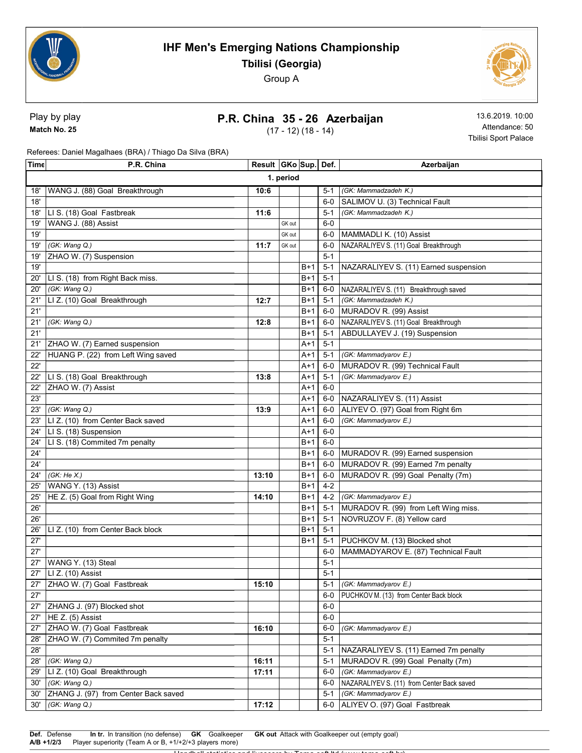# IHF Men's Emerging Nations Championship

**Tbilisi (Georgia)**

Group A

Play by play

**Match No. 25**

## P.R. China 35 - 26 Azerbaijan

(17 - 12) (18 - 14)

13.6.2019. 10:00

Attendance: 50

Tbilisi Sport Palace

Referees: Daniel Magalhaes (BRA) / Thiago Da Silva (BRA)

| Time | P.R. China | Result | GKo | Sup. | Def. | Azerbaijan |
|---|---|---|---|---|---|---|
| | | **1. period** | | | | |
| 18' | WANG J. (88) Goal Breakthrough | 10:6 | | | 5-1 | *(GK: Mammadzadeh K.)* |
| 18' | | | | | 6-0 | SALIMOV U. (3) Technical Fault |
| 18' | LI S. (18) Goal Fastbreak | 11:6 | | | 5-1 | *(GK: Mammadzadeh K.)* |
| 19' | WANG J. (88) Assist | | GK out | | 6-0 | |
| 19' | | | GK out | | 6-0 | MAMMADLI K. (10) Assist |
| 19' | *(GK: Wang Q.)* | 11:7 | GK out | | 6-0 | NAZARALIYEV S. (11) Goal Breakthrough |
| 19' | ZHAO W. (7) Suspension | | | | 5-1 | |
| 19' | | | | B+1 | 5-1 | NAZARALIYEV S. (11) Earned suspension |
| 20' | LI S. (18) from Right Back miss. | | | B+1 | 5-1 | |
| 20' | *(GK: Wang Q.)* | | | B+1 | 6-0 | NAZARALIYEV S. (11) Breakthrough saved |
| 21' | LI Z. (10) Goal Breakthrough | 12:7 | | B+1 | 5-1 | *(GK: Mammadzadeh K.)* |
| 21' | | | | B+1 | 6-0 | MURADOV R. (99) Assist |
| 21' | *(GK: Wang Q.)* | 12:8 | | B+1 | 6-0 | NAZARALIYEV S. (11) Goal Breakthrough |
| 21' | | | | B+1 | 5-1 | ABDULLAYEV J. (19) Suspension |
| 21' | ZHAO W. (7) Earned suspension | | | A+1 | 5-1 | |
| 22' | HUANG P. (22) from Left Wing saved | | | A+1 | 5-1 | *(GK: Mammadyarov E.)* |
| 22' | | | | A+1 | 6-0 | MURADOV R. (99) Technical Fault |
| 22' | LI S. (18) Goal Breakthrough | 13:8 | | A+1 | 5-1 | *(GK: Mammadyarov E.)* |
| 22' | ZHAO W. (7) Assist | | | A+1 | 6-0 | |
| 23' | | | | A+1 | 6-0 | NAZARALIYEV S. (11) Assist |
| 23' | *(GK: Wang Q.)* | 13:9 | | A+1 | 6-0 | ALIYEV O. (97) Goal from Right 6m |
| 23' | LI Z. (10) from Center Back saved | | | A+1 | 6-0 | *(GK: Mammadyarov E.)* |
| 24' | LI S. (18) Suspension | | | A+1 | 6-0 | |
| 24' | LI S. (18) Commited 7m penalty | | | B+1 | 6-0 | |
| 24' | | | | B+1 | 6-0 | MURADOV R. (99) Earned suspension |
| 24' | | | | B+1 | 6-0 | MURADOV R. (99) Earned 7m penalty |
| 24' | *(GK: He X.)* | 13:10 | | B+1 | 6-0 | MURADOV R. (99) Goal Penalty (7m) |
| 25' | WANG Y. (13) Assist | | | B+1 | 4-2 | |
| 25' | HE Z. (5) Goal from Right Wing | 14:10 | | B+1 | 4-2 | *(GK: Mammadyarov E.)* |
| 26' | | | | B+1 | 5-1 | MURADOV R. (99) from Left Wing miss. |
| 26' | | | | B+1 | 5-1 | NOVRUZOV F. (8) Yellow card |
| 26' | LI Z. (10) from Center Back block | | | B+1 | 5-1 | |
| 27' | | | | B+1 | 5-1 | PUCHKOV M. (13) Blocked shot |
| 27' | | | | | 6-0 | MAMMADYAROV E. (87) Technical Fault |
| 27' | WANG Y. (13) Steal | | | | 5-1 | |
| 27' | LI Z. (10) Assist | | | | 5-1 | |
| 27' | ZHAO W. (7) Goal Fastbreak | 15:10 | | | 5-1 | *(GK: Mammadyarov E.)* |
| 27' | | | | | 6-0 | PUCHKOV M. (13) from Center Back block |
| 27' | ZHANG J. (97) Blocked shot | | | | 6-0 | |
| 27' | HE Z. (5) Assist | | | | 6-0 | |
| 27' | ZHAO W. (7) Goal Fastbreak | 16:10 | | | 6-0 | *(GK: Mammadyarov E.)* |
| 28' | ZHAO W. (7) Commited 7m penalty | | | | 5-1 | |
| 28' | | | | | 5-1 | NAZARALIYEV S. (11) Earned 7m penalty |
| 28' | *(GK: Wang Q.)* | 16:11 | | | 5-1 | MURADOV R. (99) Goal Penalty (7m) |
| 29' | LI Z. (10) Goal Breakthrough | 17:11 | | | 6-0 | *(GK: Mammadyarov E.)* |
| 30' | *(GK: Wang Q.)* | | | | 6-0 | NAZARALIYEV S. (11) from Center Back saved |
| 30' | ZHANG J. (97) from Center Back saved | | | | 5-1 | *(GK: Mammadyarov E.)* |
| 30' | *(GK: Wang Q.)* | 17:12 | | | 6-0 | ALIYEV O. (97) Goal Fastbreak |

**Def.** Defense **In tr.** In transition (no defense) **GK** Goalkeeper **GK out** Attack with Goalkeeper out (empty goal)

**A/B +1/2/3** Player superiority (Team A or B, +1/+2/+3 players more)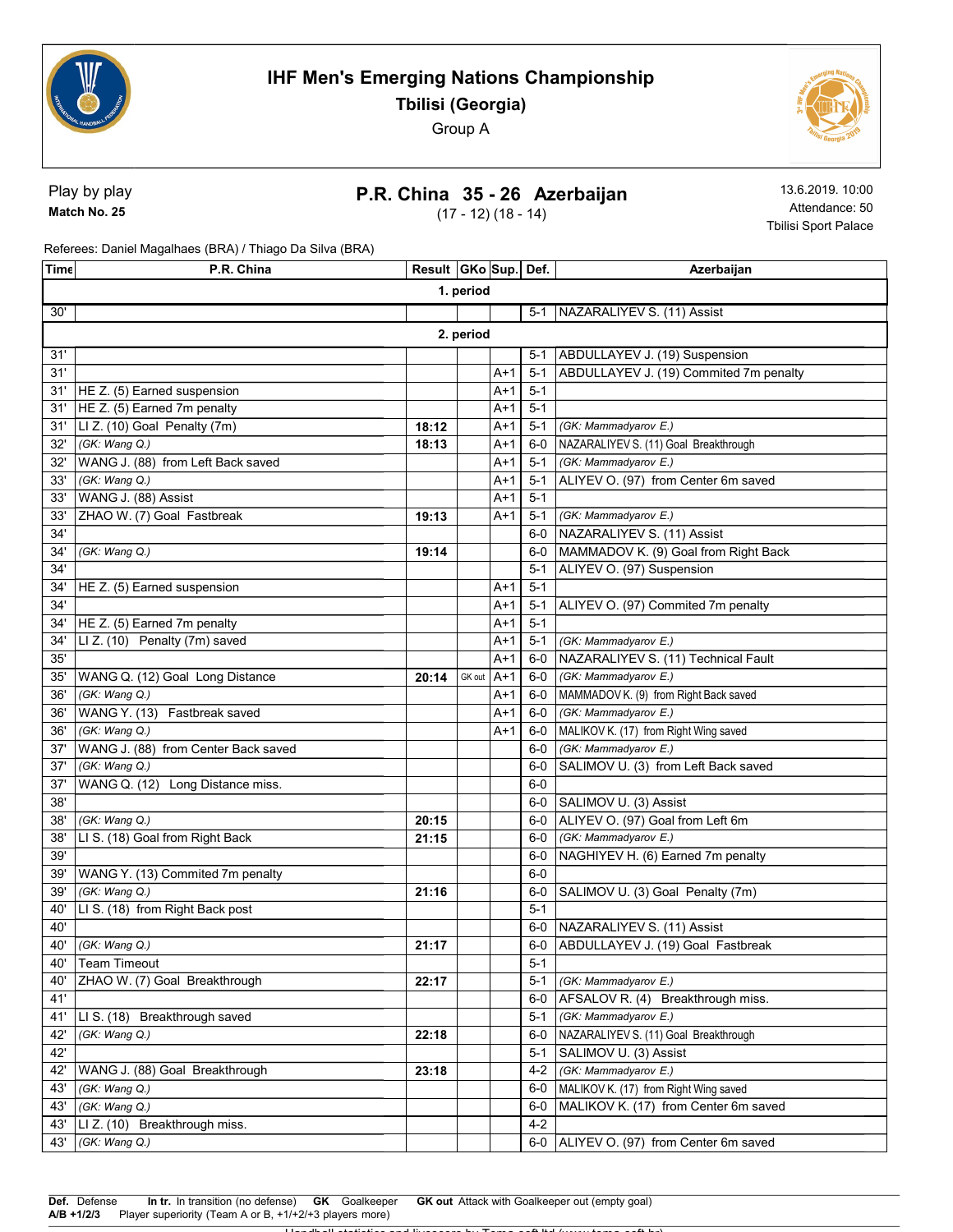# IHF Men's Emerging Nations Championship

**Tbilisi (Georgia)**

Group A

Play by play

**Match No. 25**

## P.R. China 35 - 26 Azerbaijan

(17 - 12) (18 - 14)

13.6.2019. 10:00
Attendance: 50
Tbilisi Sport Palace

Referees: Daniel Magalhaes (BRA) / Thiago Da Silva (BRA)

| Time | P.R. China | Result | GKo | Sup. | Def. | Azerbaijan |
|---|---|---|---|---|---|---|
| **1. period** | | | | | | |
| 30' | | | | | 5-1 | NAZARALIYEV S. (11) Assist |
| **2. period** | | | | | | |
| 31' | | | | | 5-1 | ABDULLAYEV J. (19) Suspension |
| 31' | | | | A+1 | 5-1 | ABDULLAYEV J. (19) Commited 7m penalty |
| 31' | HE Z. (5) Earned suspension | | | A+1 | 5-1 | |
| 31' | HE Z. (5) Earned 7m penalty | | | A+1 | 5-1 | |
| 31' | LI Z. (10) Goal Penalty (7m) | 18:12 | | A+1 | 5-1 | *(GK: Mammadyarov E.)* |
| 32' | *(GK: Wang Q.)* | 18:13 | | A+1 | 6-0 | NAZARALIYEV S. (11) Goal Breakthrough |
| 32' | WANG J. (88) from Left Back saved | | | A+1 | 5-1 | *(GK: Mammadyarov E.)* |
| 33' | *(GK: Wang Q.)* | | | A+1 | 5-1 | ALIYEV O. (97) from Center 6m saved |
| 33' | WANG J. (88) Assist | | | A+1 | 5-1 | |
| 33' | ZHAO W. (7) Goal Fastbreak | 19:13 | | A+1 | 5-1 | *(GK: Mammadyarov E.)* |
| 34' | | | | | 6-0 | NAZARALIYEV S. (11) Assist |
| 34' | *(GK: Wang Q.)* | 19:14 | | | 6-0 | MAMMADOV K. (9) Goal from Right Back |
| 34' | | | | | 5-1 | ALIYEV O. (97) Suspension |
| 34' | HE Z. (5) Earned suspension | | | A+1 | 5-1 | |
| 34' | | | | A+1 | 5-1 | ALIYEV O. (97) Commited 7m penalty |
| 34' | HE Z. (5) Earned 7m penalty | | | A+1 | 5-1 | |
| 34' | LI Z. (10) Penalty (7m) saved | | | A+1 | 5-1 | *(GK: Mammadyarov E.)* |
| 35' | | | | A+1 | 6-0 | NAZARALIYEV S. (11) Technical Fault |
| 35' | WANG Q. (12) Goal Long Distance | 20:14 | GK out | A+1 | 6-0 | *(GK: Mammadyarov E.)* |
| 36' | *(GK: Wang Q.)* | | | A+1 | 6-0 | MAMMADOV K. (9) from Right Back saved |
| 36' | WANG Y. (13) Fastbreak saved | | | A+1 | 6-0 | *(GK: Mammadyarov E.)* |
| 36' | *(GK: Wang Q.)* | | | A+1 | 6-0 | MALIKOV K. (17) from Right Wing saved |
| 37' | WANG J. (88) from Center Back saved | | | | 6-0 | *(GK: Mammadyarov E.)* |
| 37' | *(GK: Wang Q.)* | | | | 6-0 | SALIMOV U. (3) from Left Back saved |
| 37' | WANG Q. (12) Long Distance miss. | | | | 6-0 | |
| 38' | | | | | 6-0 | SALIMOV U. (3) Assist |
| 38' | *(GK: Wang Q.)* | 20:15 | | | 6-0 | ALIYEV O. (97) Goal from Left 6m |
| 38' | LI S. (18) Goal from Right Back | 21:15 | | | 6-0 | *(GK: Mammadyarov E.)* |
| 39' | | | | | 6-0 | NAGHIYEV H. (6) Earned 7m penalty |
| 39' | WANG Y. (13) Commited 7m penalty | | | | 6-0 | |
| 39' | *(GK: Wang Q.)* | 21:16 | | | 6-0 | SALIMOV U. (3) Goal Penalty (7m) |
| 40' | LI S. (18) from Right Back post | | | | 5-1 | |
| 40' | | | | | 6-0 | NAZARALIYEV S. (11) Assist |
| 40' | *(GK: Wang Q.)* | 21:17 | | | 6-0 | ABDULLAYEV J. (19) Goal Fastbreak |
| 40' | Team Timeout | | | | 5-1 | |
| 40' | ZHAO W. (7) Goal Breakthrough | 22:17 | | | 5-1 | *(GK: Mammadyarov E.)* |
| 41' | | | | | 6-0 | AFSALOV R. (4) Breakthrough miss. |
| 41' | LI S. (18) Breakthrough saved | | | | 5-1 | *(GK: Mammadyarov E.)* |
| 42' | *(GK: Wang Q.)* | 22:18 | | | 6-0 | NAZARALIYEV S. (11) Goal Breakthrough |
| 42' | | | | | 5-1 | SALIMOV U. (3) Assist |
| 42' | WANG J. (88) Goal Breakthrough | 23:18 | | | 4-2 | *(GK: Mammadyarov E.)* |
| 43' | *(GK: Wang Q.)* | | | | 6-0 | MALIKOV K. (17) from Right Wing saved |
| 43' | *(GK: Wang Q.)* | | | | 6-0 | MALIKOV K. (17) from Center 6m saved |
| 43' | LI Z. (10) Breakthrough miss. | | | | 4-2 | |
| 43' | *(GK: Wang Q.)* | | | | 6-0 | ALIYEV O. (97) from Center 6m saved |

**Def.** Defense **In tr.** In transition (no defense) **GK** Goalkeeper **GK out** Attack with Goalkeeper out (empty goal)
**A/B +1/2/3** Player superiority (Team A or B, +1/+2/+3 players more)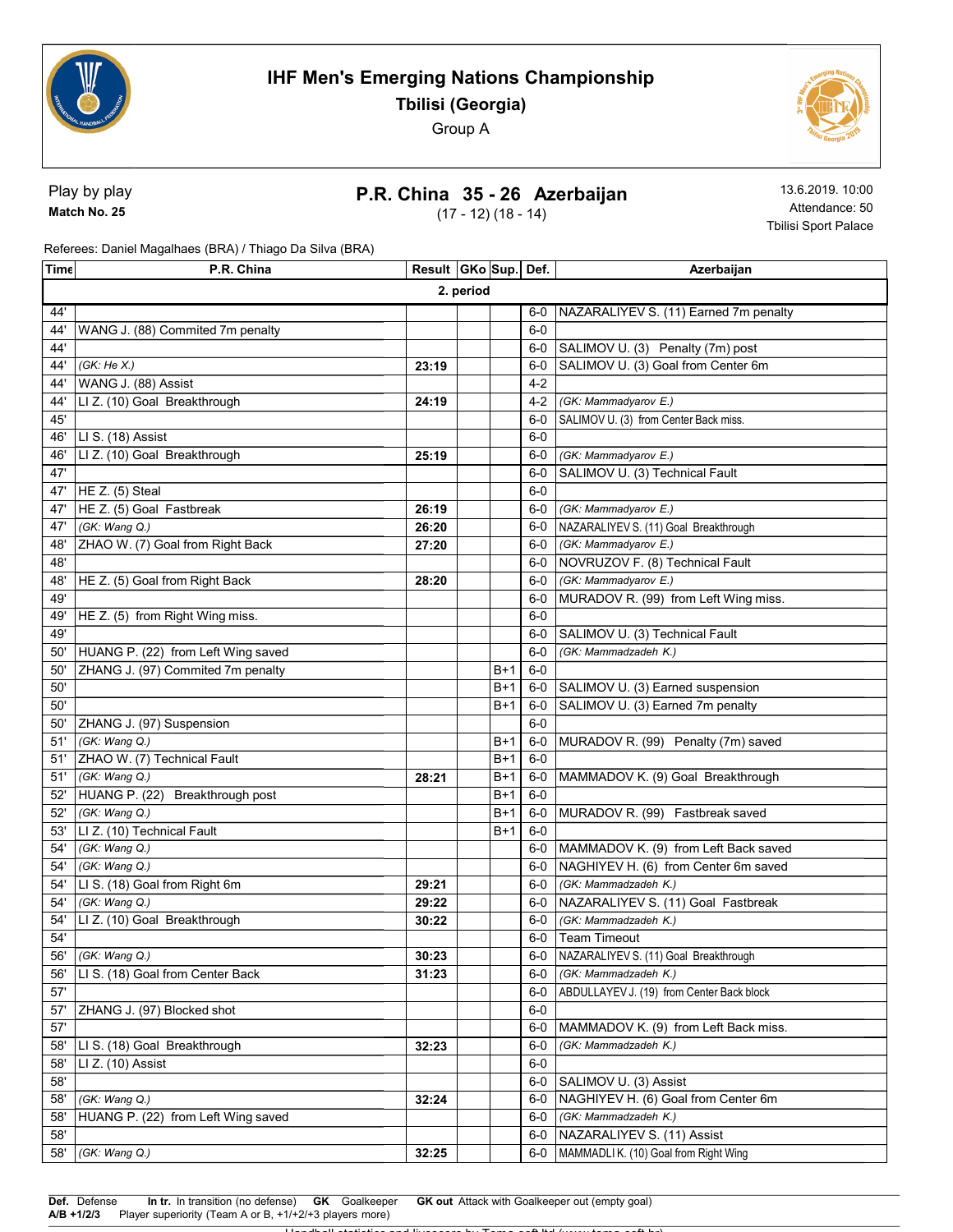# IHF Men's Emerging Nations Championship

**Tbilisi (Georgia)**

Group A

Play by play

**Match No. 25**

**P.R. China 35 - 26 Azerbaijan**

(17 - 12) (18 - 14)

13.6.2019. 10:00

Attendance: 50

Tbilisi Sport Palace

Referees: Daniel Magalhaes (BRA) / Thiago Da Silva (BRA)

| Time | P.R. China | Result | GKo | Sup. | Def. | Azerbaijan |
|---|---|---|---|---|---|---|
| **2. period** | | | | | | |
| 44' | | | | | 6-0 | NAZARALIYEV S. (11) Earned 7m penalty |
| 44' | WANG J. (88) Commited 7m penalty | | | | 6-0 | |
| 44' | | | | | 6-0 | SALIMOV U. (3) Penalty (7m) post |
| 44' | *(GK: He X.)* | 23:19 | | | 6-0 | SALIMOV U. (3) Goal from Center 6m |
| 44' | WANG J. (88) Assist | | | | 4-2 | |
| 44' | LI Z. (10) Goal Breakthrough | 24:19 | | | 4-2 | *(GK: Mammadyarov E.)* |
| 45' | | | | | 6-0 | SALIMOV U. (3) from Center Back miss. |
| 46' | LI S. (18) Assist | | | | 6-0 | |
| 46' | LI Z. (10) Goal Breakthrough | 25:19 | | | 6-0 | *(GK: Mammadyarov E.)* |
| 47' | | | | | 6-0 | SALIMOV U. (3) Technical Fault |
| 47' | HE Z. (5) Steal | | | | 6-0 | |
| 47' | HE Z. (5) Goal Fastbreak | 26:19 | | | 6-0 | *(GK: Mammadyarov E.)* |
| 47' | *(GK: Wang Q.)* | 26:20 | | | 6-0 | NAZARALIYEV S. (11) Goal Breakthrough |
| 48' | ZHAO W. (7) Goal from Right Back | 27:20 | | | 6-0 | *(GK: Mammadyarov E.)* |
| 48' | | | | | 6-0 | NOVRUZOV F. (8) Technical Fault |
| 48' | HE Z. (5) Goal from Right Back | 28:20 | | | 6-0 | *(GK: Mammadyarov E.)* |
| 49' | | | | | 6-0 | MURADOV R. (99) from Left Wing miss. |
| 49' | HE Z. (5) from Right Wing miss. | | | | 6-0 | |
| 49' | | | | | 6-0 | SALIMOV U. (3) Technical Fault |
| 50' | HUANG P. (22) from Left Wing saved | | | | 6-0 | *(GK: Mammadzadeh K.)* |
| 50' | ZHANG J. (97) Commited 7m penalty | | | B+1 | 6-0 | |
| 50' | | | | B+1 | 6-0 | SALIMOV U. (3) Earned suspension |
| 50' | | | | B+1 | 6-0 | SALIMOV U. (3) Earned 7m penalty |
| 50' | ZHANG J. (97) Suspension | | | | 6-0 | |
| 51' | *(GK: Wang Q.)* | | | B+1 | 6-0 | MURADOV R. (99) Penalty (7m) saved |
| 51' | ZHAO W. (7) Technical Fault | | | B+1 | 6-0 | |
| 51' | *(GK: Wang Q.)* | 28:21 | | B+1 | 6-0 | MAMMADOV K. (9) Goal Breakthrough |
| 52' | HUANG P. (22) Breakthrough post | | | B+1 | 6-0 | |
| 52' | *(GK: Wang Q.)* | | | B+1 | 6-0 | MURADOV R. (99) Fastbreak saved |
| 53' | LI Z. (10) Technical Fault | | | B+1 | 6-0 | |
| 54' | *(GK: Wang Q.)* | | | | 6-0 | MAMMADOV K. (9) from Left Back saved |
| 54' | *(GK: Wang Q.)* | | | | 6-0 | NAGHIYEV H. (6) from Center 6m saved |
| 54' | LI S. (18) Goal from Right 6m | 29:21 | | | 6-0 | *(GK: Mammadzadeh K.)* |
| 54' | *(GK: Wang Q.)* | 29:22 | | | 6-0 | NAZARALIYEV S. (11) Goal Fastbreak |
| 54' | LI Z. (10) Goal Breakthrough | 30:22 | | | 6-0 | *(GK: Mammadzadeh K.)* |
| 54' | | | | | 6-0 | Team Timeout |
| 56' | *(GK: Wang Q.)* | 30:23 | | | 6-0 | NAZARALIYEV S. (11) Goal Breakthrough |
| 56' | LI S. (18) Goal from Center Back | 31:23 | | | 6-0 | *(GK: Mammadzadeh K.)* |
| 57' | | | | | 6-0 | ABDULLAYEV J. (19) from Center Back block |
| 57' | ZHANG J. (97) Blocked shot | | | | 6-0 | |
| 57' | | | | | 6-0 | MAMMADOV K. (9) from Left Back miss. |
| 58' | LI S. (18) Goal Breakthrough | 32:23 | | | 6-0 | *(GK: Mammadzadeh K.)* |
| 58' | LI Z. (10) Assist | | | | 6-0 | |
| 58' | | | | | 6-0 | SALIMOV U. (3) Assist |
| 58' | *(GK: Wang Q.)* | 32:24 | | | 6-0 | NAGHIYEV H. (6) Goal from Center 6m |
| 58' | HUANG P. (22) from Left Wing saved | | | | 6-0 | *(GK: Mammadzadeh K.)* |
| 58' | | | | | 6-0 | NAZARALIYEV S. (11) Assist |
| 58' | *(GK: Wang Q.)* | 32:25 | | | 6-0 | MAMMADLI K. (10) Goal from Right Wing |

**Def.** Defense **In tr.** In transition (no defense) **GK** Goalkeeper **GK out** Attack with Goalkeeper out (empty goal)
**A/B +1/2/3** Player superiority (Team A or B, +1/+2/+3 players more)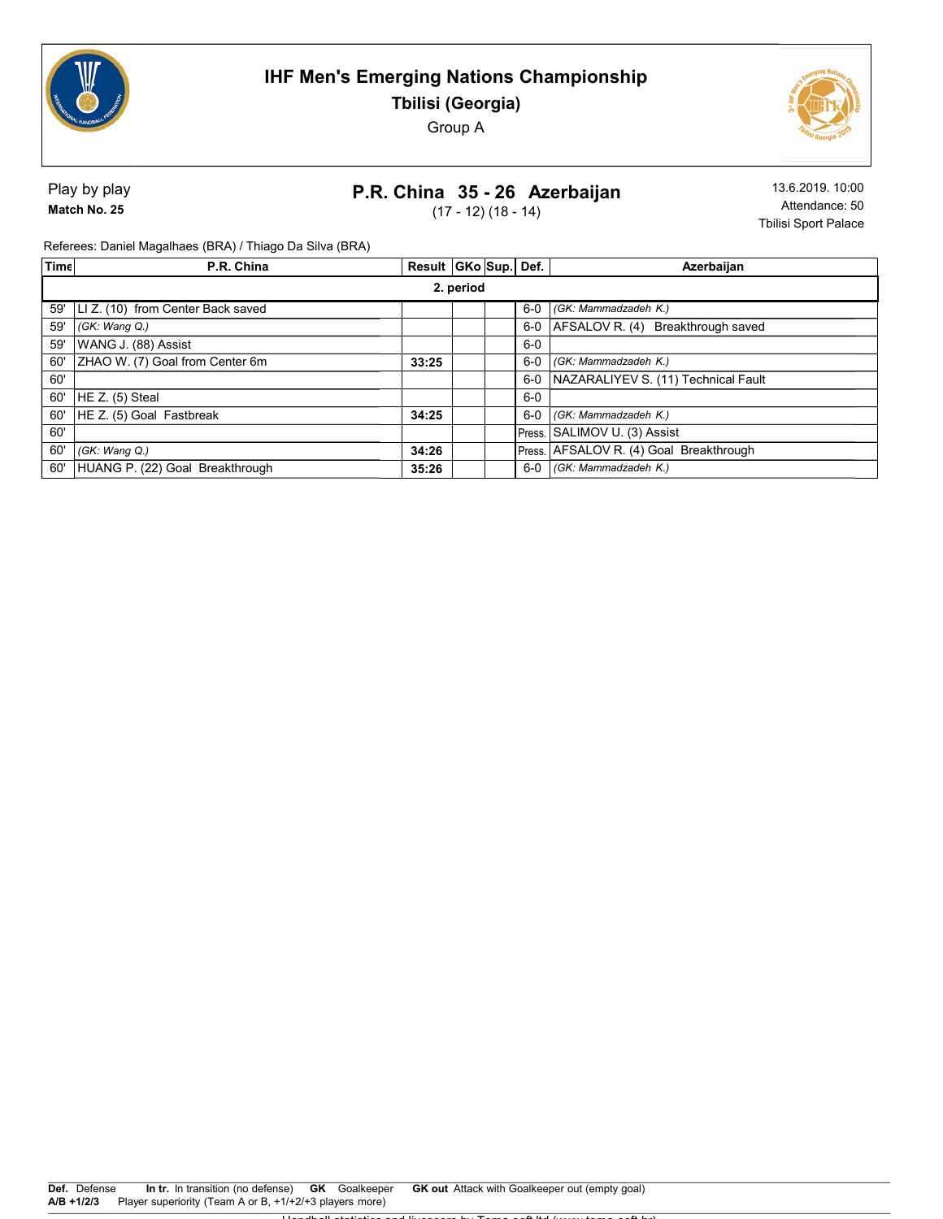# IHF Men's Emerging Nations Championship

**Tbilisi (Georgia)**

Group A

Play by play

**Match No. 25**

## P.R. China 35 - 26 Azerbaijan

(17 - 12) (18 - 14)

13.6.2019. 10:00
Attendance: 50
Tbilisi Sport Palace

Referees: Daniel Magalhaes (BRA) / Thiago Da Silva (BRA)

| Time | P.R. China | Result | GKo | Sup. | Def. | Azerbaijan |
|---|---|---|---|---|---|---|
| | | **2. period** | | | | |
| 59' | LI Z. (10) from Center Back saved | | | | 6-0 | *(GK: Mammadzadeh K.)* |
| 59' | *(GK: Wang Q.)* | | | | 6-0 | AFSALOV R. (4) Breakthrough saved |
| 59' | WANG J. (88) Assist | | | | 6-0 | |
| 60' | ZHAO W. (7) Goal from Center 6m | **33:25** | | | 6-0 | *(GK: Mammadzadeh K.)* |
| 60' | | | | | 6-0 | NAZARALIYEV S. (11) Technical Fault |
| 60' | HE Z. (5) Steal | | | | 6-0 | |
| 60' | HE Z. (5) Goal Fastbreak | **34:25** | | | 6-0 | *(GK: Mammadzadeh K.)* |
| 60' | | | | | Press. | SALIMOV U. (3) Assist |
| 60' | *(GK: Wang Q.)* | **34:26** | | | Press. | AFSALOV R. (4) Goal Breakthrough |
| 60' | HUANG P. (22) Goal Breakthrough | **35:26** | | | 6-0 | *(GK: Mammadzadeh K.)* |

**Def.** Defense **In tr.** In transition (no defense) **GK** Goalkeeper **GK out** Attack with Goalkeeper out (empty goal)
**A/B +1/2/3** Player superiority (Team A or B, +1/+2/+3 players more)